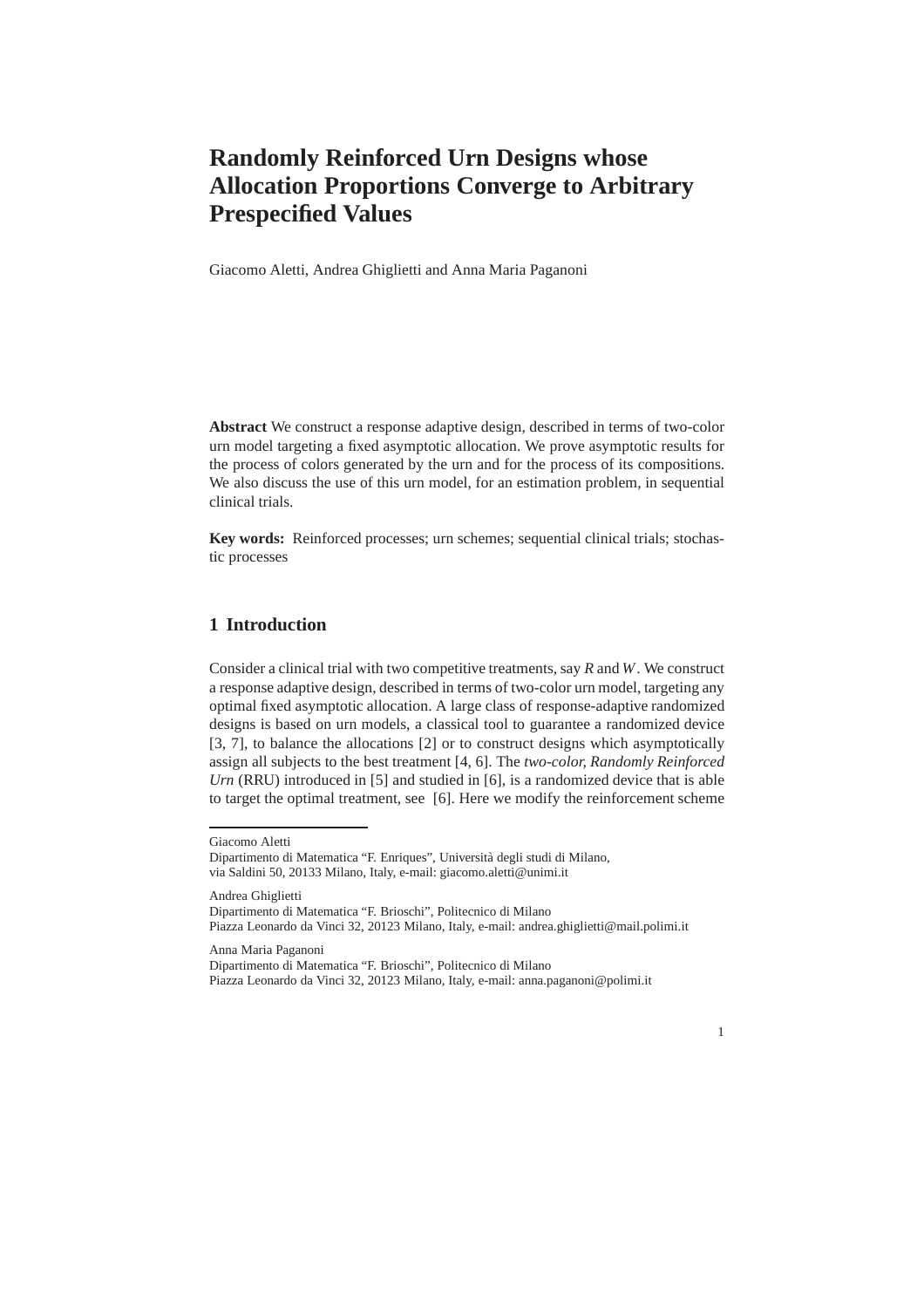# Randomly Reinforced Urn Designs whose Allocation Proportions Converge to Arbitrary Prespecified Values

Giacomo Aletti, Andrea Ghiglietti and Anna Maria Paganoni

**Abstract** We construct a response adaptive design, described in terms of two-color urn model targeting a fixed asymptotic allocation. We prove asymptotic results for the process of colors generated by the urn and for the process of its compositions. We also discuss the use of this urn model, for an estimation problem, in sequential clinical trials.

**Key words:** Reinforced processes; urn schemes; sequential clinical trials; stochastic processes

## 1 Introduction

Consider a clinical trial with two competitive treatments, say $R$ and $W$. We construct a response adaptive design, described in terms of two-color urn model, targeting any optimal fixed asymptotic allocation. A large class of response-adaptive randomized designs is based on urn models, a classical tool to guarantee a randomized device [3, 7], to balance the allocations [2] or to construct designs which asymptotically assign all subjects to the best treatment [4, 6]. The *two-color, Randomly Reinforced Urn* (RRU) introduced in [5] and studied in [6], is a randomized device that is able to target the optimal treatment, see [6]. Here we modify the reinforcement scheme

---

Giacomo Aletti
Dipartimento di Matematica "F. Enriques", Università degli studi di Milano,
via Saldini 50, 20133 Milano, Italy, e-mail: giacomo.aletti@unimi.it

Andrea Ghiglietti
Dipartimento di Matematica "F. Brioschi", Politecnico di Milano
Piazza Leonardo da Vinci 32, 20123 Milano, Italy, e-mail: andrea.ghiglietti@mail.polimi.it

Anna Maria Paganoni
Dipartimento di Matematica "F. Brioschi", Politecnico di Milano
Piazza Leonardo da Vinci 32, 20123 Milano, Italy, e-mail: anna.paganoni@polimi.it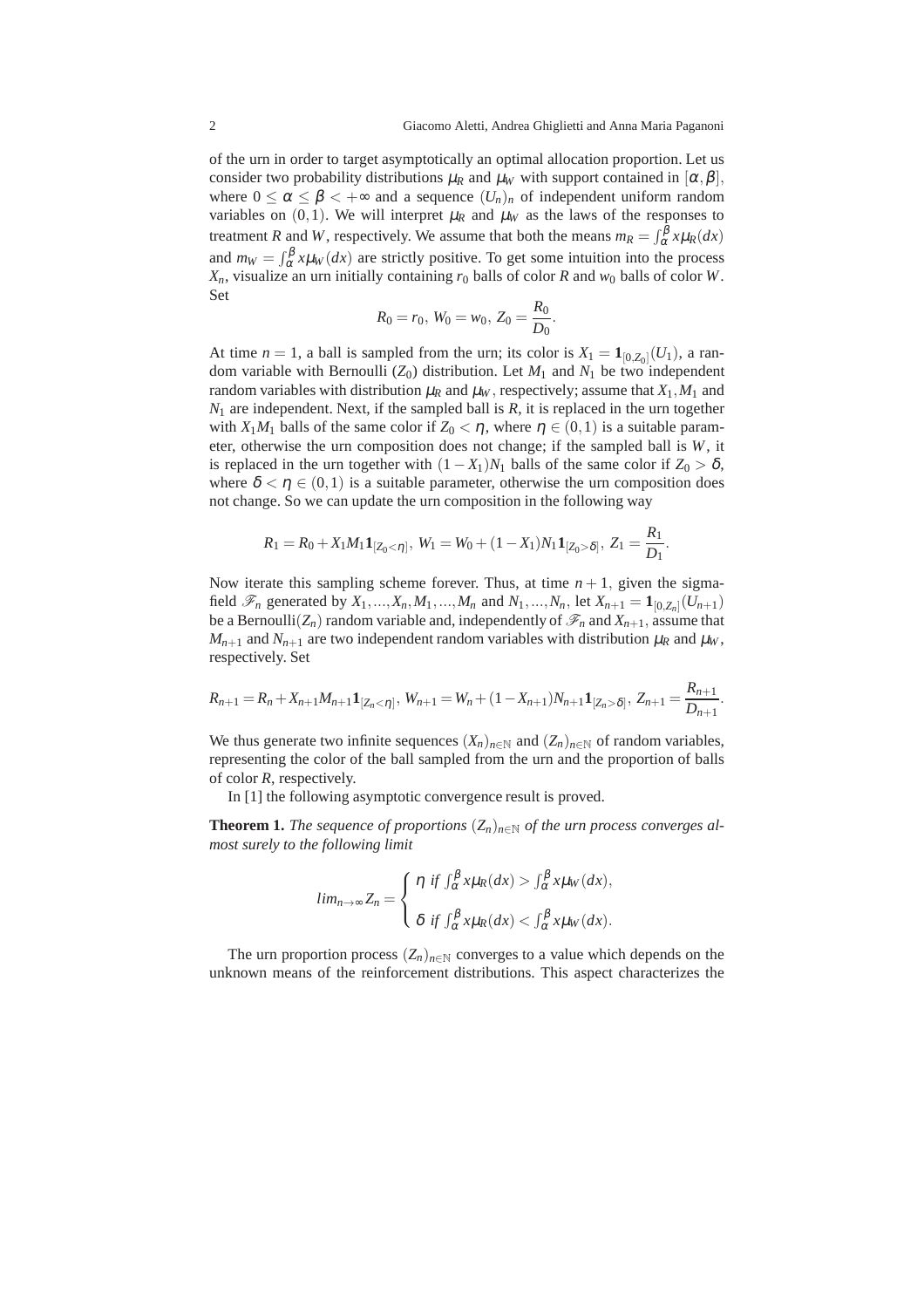of the urn in order to target asymptotically an optimal allocation proportion. Let us consider two probability distributions $\mu_R$ and $\mu_W$ with support contained in $[\alpha,\beta]$, where $0 \leq \alpha \leq \beta < +\infty$ and a sequence $(U_n)_n$ of independent uniform random variables on $(0,1)$. We will interpret $\mu_R$ and $\mu_W$ as the laws of the responses to treatment $R$ and $W$, respectively. We assume that both the means $m_R = \int_\alpha^\beta x\mu_R(dx)$ and $m_W = \int_\alpha^\beta x\mu_W(dx)$ are strictly positive. To get some intuition into the process $X_n$, visualize an urn initially containing $r_0$ balls of color $R$ and $w_0$ balls of color $W$. Set

$$R_0 = r_0,\ W_0 = w_0,\ Z_0 = \frac{R_0}{D_0}.$$

At time $n = 1$, a ball is sampled from the urn; its color is $X_1 = \mathbf{1}_{[0,Z_0]}(U_1)$, a random variable with Bernoulli $(Z_0)$ distribution. Let $M_1$ and $N_1$ be two independent random variables with distribution $\mu_R$ and $\mu_W$, respectively; assume that $X_1, M_1$ and $N_1$ are independent. Next, if the sampled ball is $R$, it is replaced in the urn together with $X_1 M_1$ balls of the same color if $Z_0 < \eta$, where $\eta \in (0,1)$ is a suitable parameter, otherwise the urn composition does not change; if the sampled ball is $W$, it is replaced in the urn together with $(1-X_1)N_1$ balls of the same color if $Z_0 > \delta$, where $\delta < \eta \in (0,1)$ is a suitable parameter, otherwise the urn composition does not change. So we can update the urn composition in the following way

$$R_1 = R_0 + X_1 M_1 \mathbf{1}_{[Z_0<\eta]},\ W_1 = W_0 + (1-X_1)N_1 \mathbf{1}_{[Z_0>\delta]},\ Z_1 = \frac{R_1}{D_1}.$$

Now iterate this sampling scheme forever. Thus, at time $n+1$, given the sigma-field $\mathscr{F}_n$ generated by $X_1,...,X_n, M_1,...,M_n$ and $N_1,...,N_n$, let $X_{n+1} = \mathbf{1}_{[0,Z_n]}(U_{n+1})$ be a Bernoulli$(Z_n)$ random variable and, independently of $\mathscr{F}_n$ and $X_{n+1}$, assume that $M_{n+1}$ and $N_{n+1}$ are two independent random variables with distribution $\mu_R$ and $\mu_W$, respectively. Set

$$R_{n+1} = R_n + X_{n+1} M_{n+1} \mathbf{1}_{[Z_n<\eta]},\ W_{n+1} = W_n + (1-X_{n+1})N_{n+1} \mathbf{1}_{[Z_n>\delta]},\ Z_{n+1} = \frac{R_{n+1}}{D_{n+1}}.$$

We thus generate two infinite sequences $(X_n)_{n\in\mathbb{N}}$ and $(Z_n)_{n\in\mathbb{N}}$ of random variables, representing the color of the ball sampled from the urn and the proportion of balls of color $R$, respectively.

In [1] the following asymptotic convergence result is proved.

**Theorem 1.** *The sequence of proportions $(Z_n)_{n\in\mathbb{N}}$ of the urn process converges almost surely to the following limit*

$$lim_{n\to\infty} Z_n = \begin{cases} \eta \ \text{if} \ \int_\alpha^\beta x\mu_R(dx) > \int_\alpha^\beta x\mu_W(dx), \\ \delta \ \text{if} \ \int_\alpha^\beta x\mu_R(dx) < \int_\alpha^\beta x\mu_W(dx). \end{cases}$$

The urn proportion process $(Z_n)_{n\in\mathbb{N}}$ converges to a value which depends on the unknown means of the reinforcement distributions. This aspect characterizes the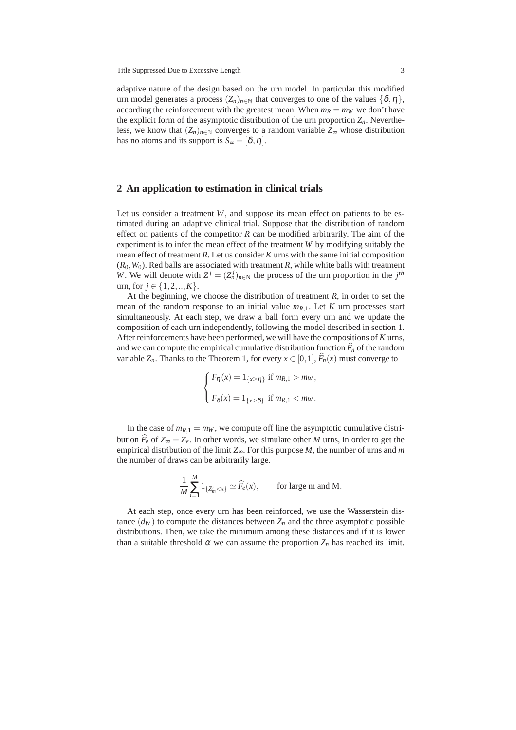adaptive nature of the design based on the urn model. In particular this modified urn model generates a process $(Z_n)_{n\in\mathbb{N}}$ that converges to one of the values $\{\delta,\eta\}$, according the reinforcement with the greatest mean. When $m_R = m_W$ we don't have the explicit form of the asymptotic distribution of the urn proportion $Z_n$. Nevertheless, we know that $(Z_n)_{n\in\mathbb{N}}$ converges to a random variable $Z_\infty$ whose distribution has no atoms and its support is $S_\infty = [\delta,\eta]$.

## 2 An application to estimation in clinical trials

Let us consider a treatment $W$, and suppose its mean effect on patients to be estimated during an adaptive clinical trial. Suppose that the distribution of random effect on patients of the competitor $R$ can be modified arbitrarily. The aim of the experiment is to infer the mean effect of the treatment $W$ by modifying suitably the mean effect of treatment $R$. Let us consider $K$ urns with the same initial composition $(R_0,W_0)$. Red balls are associated with treatment $R$, while white balls with treatment $W$. We will denote with $Z^j = (Z_n^j)_{n\in\mathbb{N}}$ the process of the urn proportion in the $j^{th}$ urn, for $j \in \{1,2,..,K\}$.

At the beginning, we choose the distribution of treatment $R$, in order to set the mean of the random response to an initial value $m_{R,1}$. Let $K$ urn processes start simultaneously. At each step, we draw a ball form every urn and we update the composition of each urn independently, following the model described in section 1. After reinforcements have been performed, we will have the compositions of $K$ urns, and we can compute the empirical cumulative distribution function $\widehat{F}_n$ of the random variable $Z_n$. Thanks to the Theorem 1, for every $x \in [0,1]$, $\widehat{F}_n(x)$ must converge to

$$
\begin{cases}
F_\eta(x) = 1_{\{x\geq\eta\}} \text{ if } m_{R,1} > m_W, \\
F_\delta(x) = 1_{\{x\geq\delta\}} \text{ if } m_{R,1} < m_W.
\end{cases}
$$

In the case of $m_{R,1} = m_W$, we compute off line the asymptotic cumulative distribution $\widehat{F}_e$ of $Z_\infty = Z_e$. In other words, we simulate other $M$ urns, in order to get the empirical distribution of the limit $Z_\infty$. For this purpose $M$, the number of urns and $m$ the number of draws can be arbitrarily large.

$$
\frac{1}{M}\sum_{i=1}^{M} 1_{\{Z_m^i < x\}} \simeq \widehat{F}_e(x), \qquad \text{for large m and M.}
$$

At each step, once every urn has been reinforced, we use the Wasserstein distance $(d_W)$ to compute the distances between $Z_n$ and the three asymptotic possible distributions. Then, we take the minimum among these distances and if it is lower than a suitable threshold $\alpha$ we can assume the proportion $Z_n$ has reached its limit.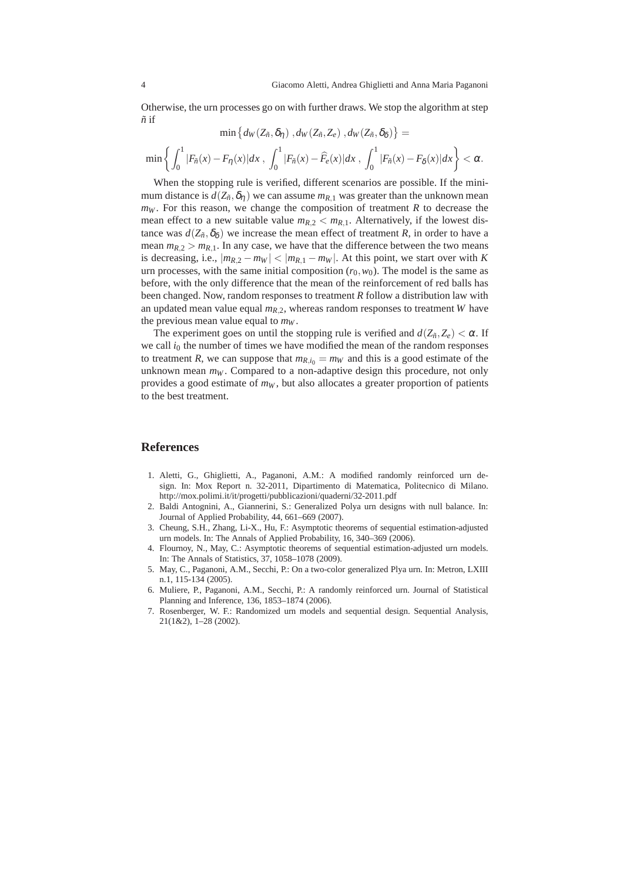Otherwise, the urn processes go on with further draws. We stop the algorithm at step $\tilde{n}$ if

$$\min\left\{d_W(Z_{\tilde{n}},\delta_\eta)\,, d_W(Z_{\tilde{n}},Z_e)\,, d_W(Z_{\tilde{n}},\delta_\delta)\right\} =$$

$$\min\left\{\int_0^1 |F_{\tilde{n}}(x)-F_\eta(x)|dx\,,\ \int_0^1 |F_{\tilde{n}}(x)-\widehat{F}_e(x)|dx\,,\ \int_0^1 |F_{\tilde{n}}(x)-F_\delta(x)|dx\right\} < \alpha.$$

When the stopping rule is verified, different scenarios are possible. If the minimum distance is $d(Z_{\tilde{n}},\delta_\eta)$ we can assume $m_{R,1}$ was greater than the unknown mean $m_W$. For this reason, we change the composition of treatment $R$ to decrease the mean effect to a new suitable value $m_{R,2} < m_{R,1}$. Alternatively, if the lowest distance was $d(Z_{\tilde{n}},\delta_\delta)$ we increase the mean effect of treatment $R$, in order to have a mean $m_{R,2} > m_{R,1}$. In any case, we have that the difference between the two means is decreasing, i.e., $|m_{R,2}-m_W| < |m_{R,1}-m_W|$. At this point, we start over with $K$ urn processes, with the same initial composition $(r_0,w_0)$. The model is the same as before, with the only difference that the mean of the reinforcement of red balls has been changed. Now, random responses to treatment $R$ follow a distribution law with an updated mean value equal $m_{R,2}$, whereas random responses to treatment $W$ have the previous mean value equal to $m_W$.

The experiment goes on until the stopping rule is verified and $d(Z_{\tilde{n}},Z_e) < \alpha$. If we call $i_0$ the number of times we have modified the mean of the random responses to treatment $R$, we can suppose that $m_{R,i_0} = m_W$ and this is a good estimate of the unknown mean $m_W$. Compared to a non-adaptive design this procedure, not only provides a good estimate of $m_W$, but also allocates a greater proportion of patients to the best treatment.

## References

1. Aletti, G., Ghiglietti, A., Paganoni, A.M.: A modified randomly reinforced urn design. In: Mox Report n. 32-2011, Dipartimento di Matematica, Politecnico di Milano. http://mox.polimi.it/it/progetti/pubblicazioni/quaderni/32-2011.pdf
2. Baldi Antognini, A., Giannerini, S.: Generalized Polya urn designs with null balance. In: Journal of Applied Probability, 44, 661–669 (2007).
3. Cheung, S.H., Zhang, Li-X., Hu, F.: Asymptotic theorems of sequential estimation-adjusted urn models. In: The Annals of Applied Probability, 16, 340–369 (2006).
4. Flournoy, N., May, C.: Asymptotic theorems of sequential estimation-adjusted urn models. In: The Annals of Statistics, 37, 1058–1078 (2009).
5. May, C., Paganoni, A.M., Secchi, P.: On a two-color generalized Plya urn. In: Metron, LXIII n.1, 115-134 (2005).
6. Muliere, P., Paganoni, A.M., Secchi, P.: A randomly reinforced urn. Journal of Statistical Planning and Inference, 136, 1853–1874 (2006).
7. Rosenberger, W. F.: Randomized urn models and sequential design. Sequential Analysis, 21(1&2), 1–28 (2002).